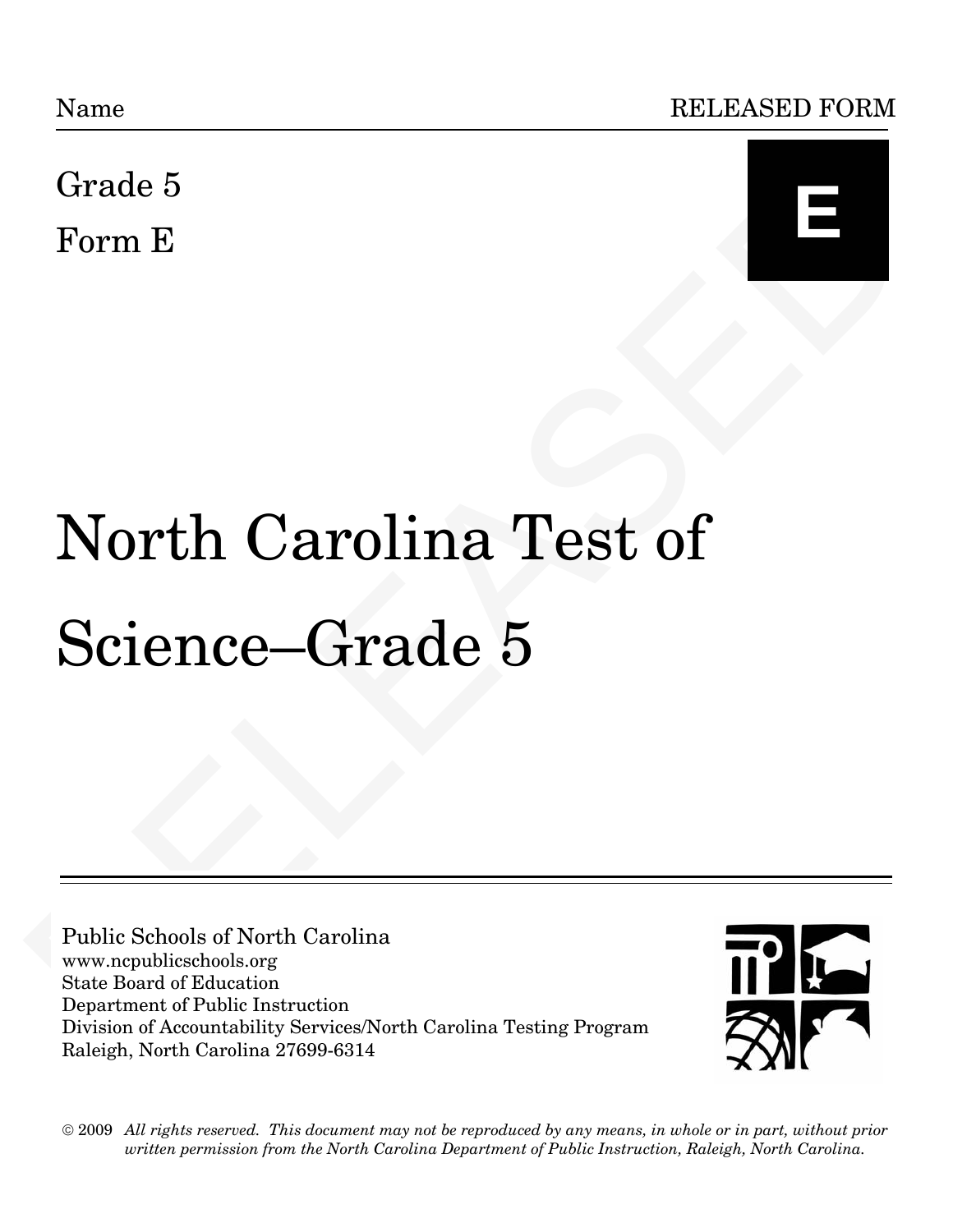Name RELEASED FORM

Grade 5

Form E

**E**

# North Carolina Test of Science–Grade 5

Public Schools of North Carolina
www.ncpublicschools.org
State Board of Education
Department of Public Instruction
Division of Accountability Services/North Carolina Testing Program
Raleigh, North Carolina 27699-6314

© 2009 *All rights reserved. This document may not be reproduced by any means, in whole or in part, without prior written permission from the North Carolina Department of Public Instruction, Raleigh, North Carolina.*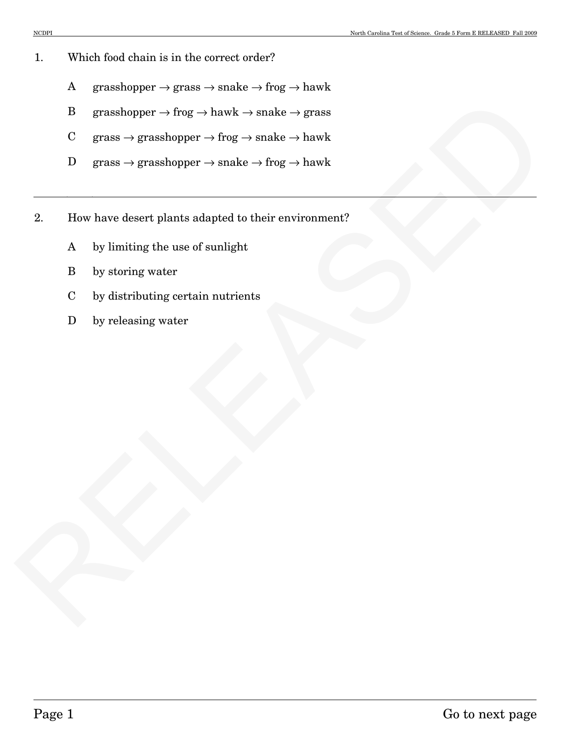1. Which food chain is in the correct order?

   A grasshopper → grass → snake → frog → hawk

   B grasshopper → frog → hawk → snake → grass

   C grass → grasshopper → frog → snake → hawk

   D grass → grasshopper → snake → frog → hawk

---

2. How have desert plants adapted to their environment?

   A by limiting the use of sunlight

   B by storing water

   C by distributing certain nutrients

   D by releasing water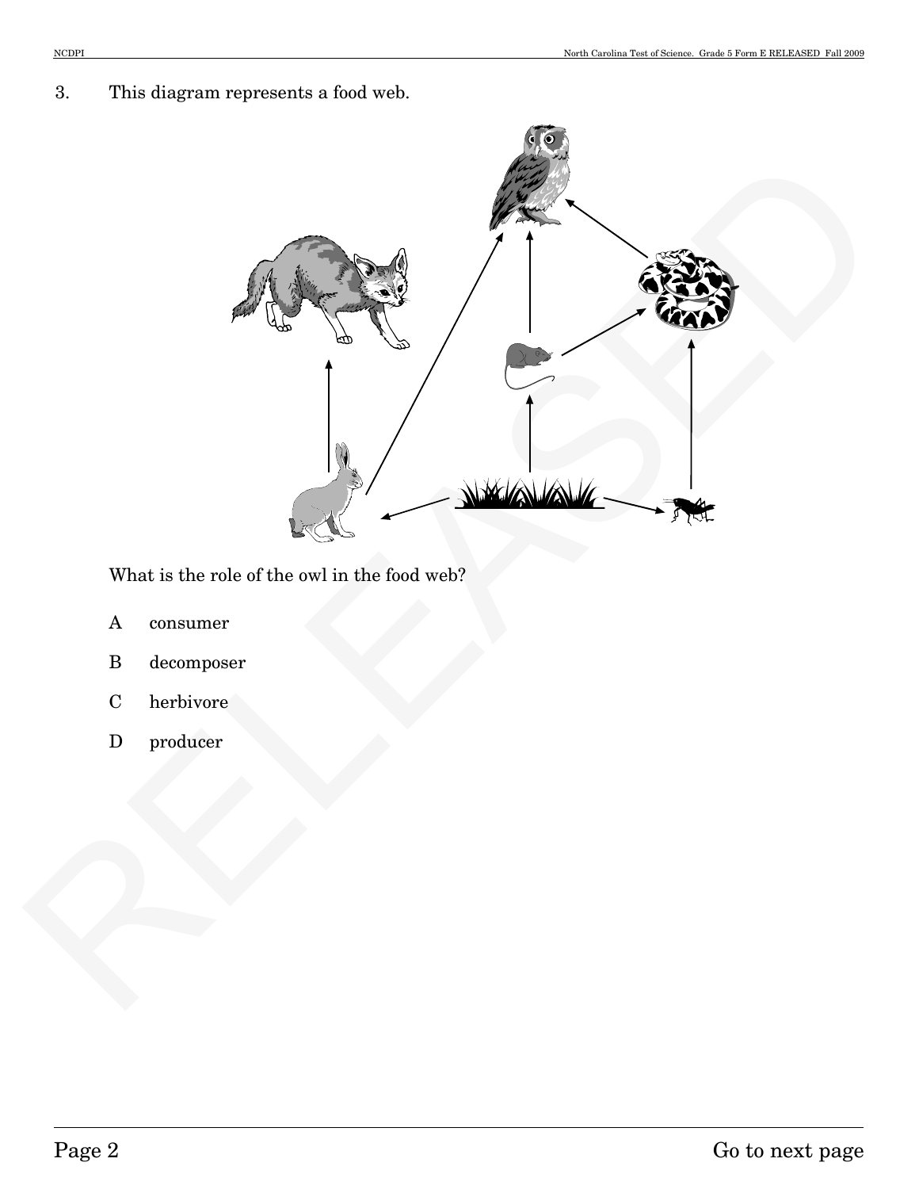3. This diagram represents a food web.

What is the role of the owl in the food web?

A consumer

B decomposer

C herbivore

D producer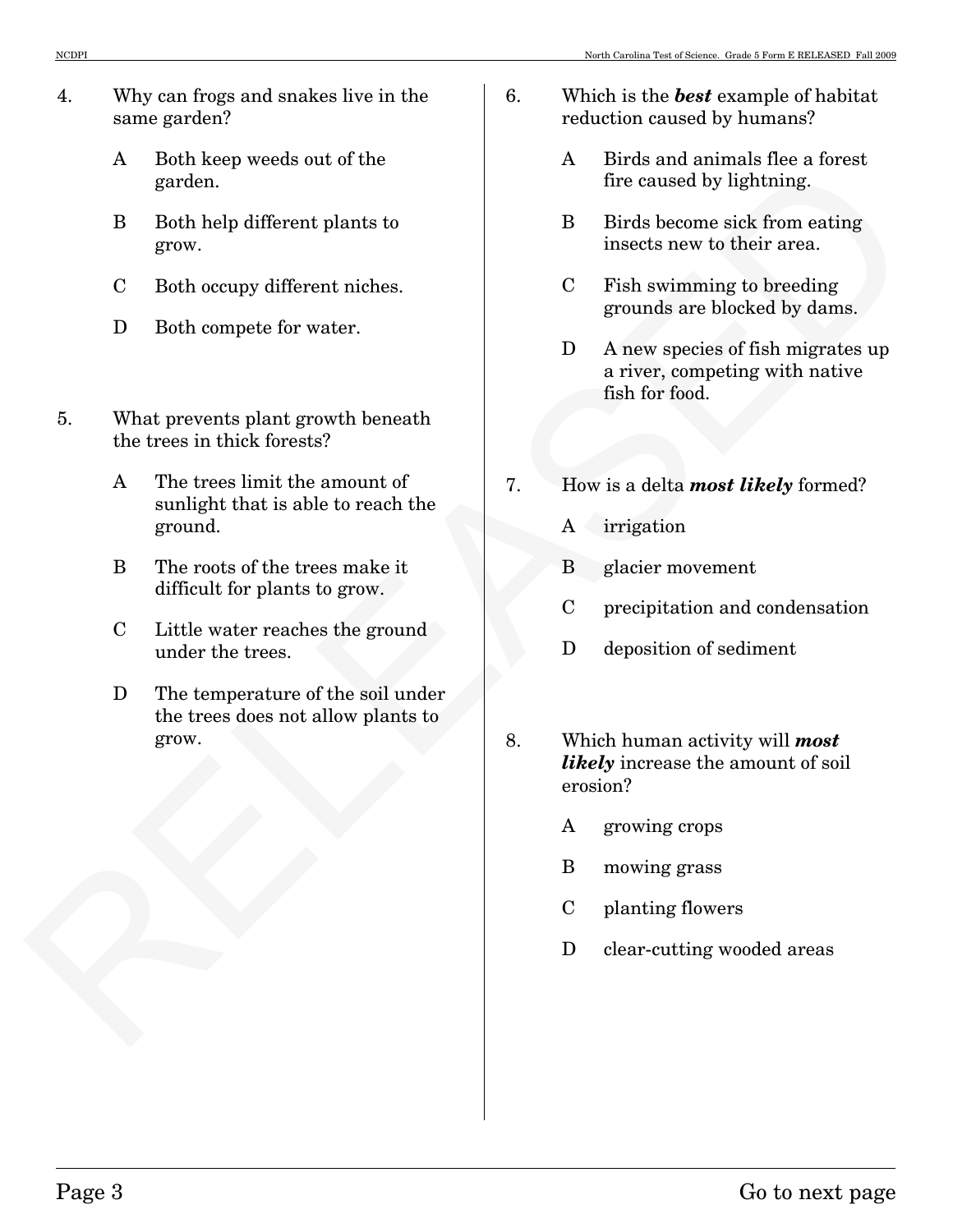4. Why can frogs and snakes live in the same garden?

   A Both keep weeds out of the garden.

   B Both help different plants to grow.

   C Both occupy different niches.

   D Both compete for water.

5. What prevents plant growth beneath the trees in thick forests?

   A The trees limit the amount of sunlight that is able to reach the ground.

   B The roots of the trees make it difficult for plants to grow.

   C Little water reaches the ground under the trees.

   D The temperature of the soil under the trees does not allow plants to grow.

6. Which is the ***best*** example of habitat reduction caused by humans?

   A Birds and animals flee a forest fire caused by lightning.

   B Birds become sick from eating insects new to their area.

   C Fish swimming to breeding grounds are blocked by dams.

   D A new species of fish migrates up a river, competing with native fish for food.

7. How is a delta ***most likely*** formed?

   A irrigation

   B glacier movement

   C precipitation and condensation

   D deposition of sediment

8. Which human activity will ***most likely*** increase the amount of soil erosion?

   A growing crops

   B mowing grass

   C planting flowers

   D clear-cutting wooded areas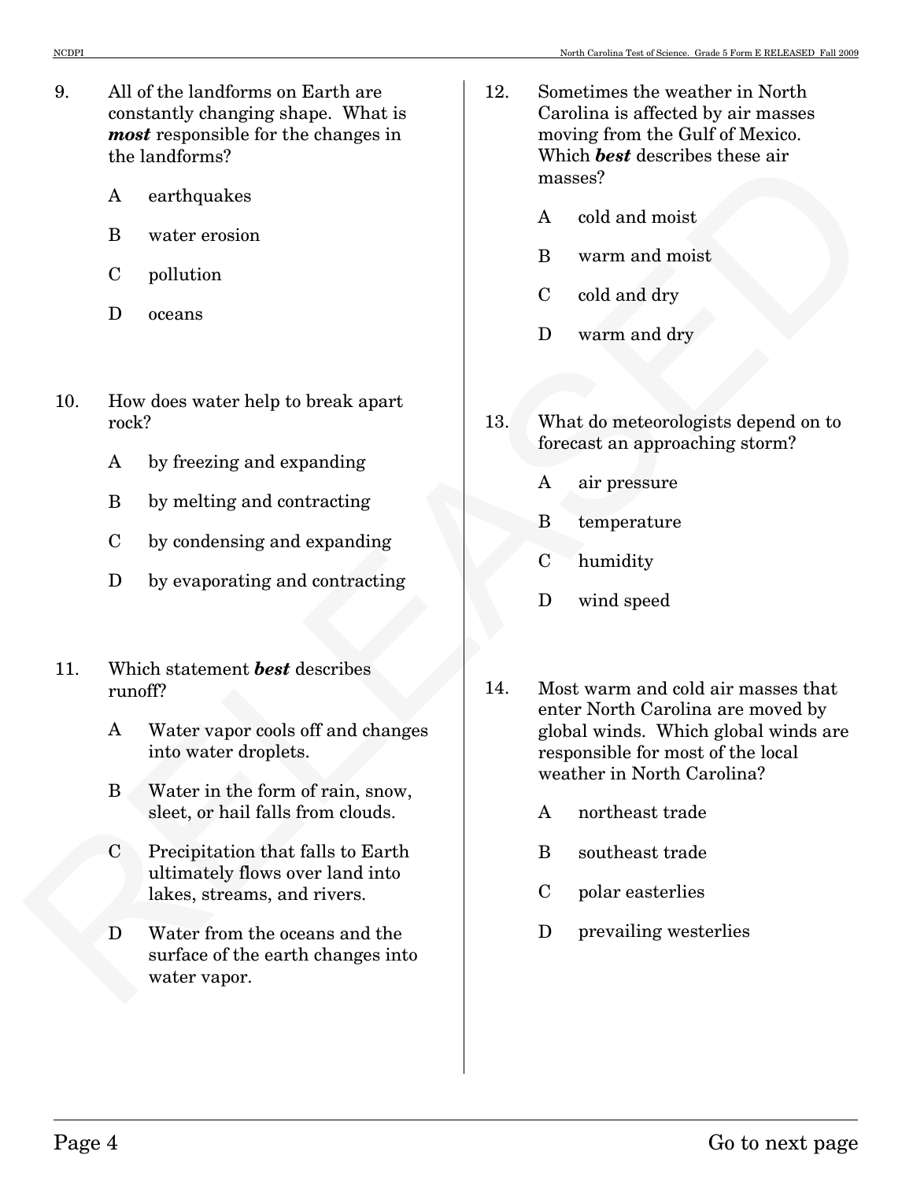9. All of the landforms on Earth are constantly changing shape. What is ***most*** responsible for the changes in the landforms?

   A earthquakes

   B water erosion

   C pollution

   D oceans

10. How does water help to break apart rock?

    A by freezing and expanding

    B by melting and contracting

    C by condensing and expanding

    D by evaporating and contracting

11. Which statement ***best*** describes runoff?

    A Water vapor cools off and changes into water droplets.

    B Water in the form of rain, snow, sleet, or hail falls from clouds.

    C Precipitation that falls to Earth ultimately flows over land into lakes, streams, and rivers.

    D Water from the oceans and the surface of the earth changes into water vapor.

12. Sometimes the weather in North Carolina is affected by air masses moving from the Gulf of Mexico. Which ***best*** describes these air masses?

    A cold and moist

    B warm and moist

    C cold and dry

    D warm and dry

13. What do meteorologists depend on to forecast an approaching storm?

    A air pressure

    B temperature

    C humidity

    D wind speed

14. Most warm and cold air masses that enter North Carolina are moved by global winds. Which global winds are responsible for most of the local weather in North Carolina?

    A northeast trade

    B southeast trade

    C polar easterlies

    D prevailing westerlies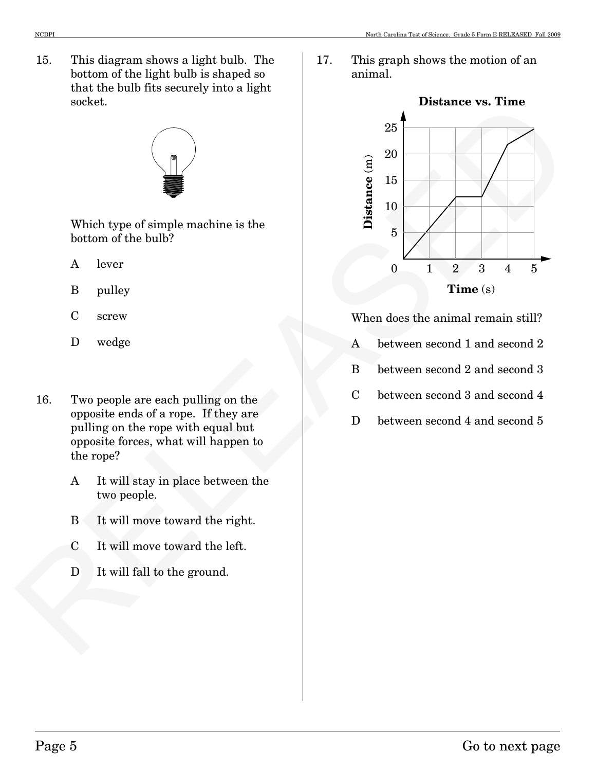15. This diagram shows a light bulb. The bottom of the light bulb is shaped so that the bulb fits securely into a light socket.

Which type of simple machine is the bottom of the bulb?

A lever

B pulley

C screw

D wedge

16. Two people are each pulling on the opposite ends of a rope. If they are pulling on the rope with equal but opposite forces, what will happen to the rope?

A It will stay in place between the two people.

B It will move toward the right.

C It will move toward the left.

D It will fall to the ground.

17. This graph shows the motion of an animal.

**Distance vs. Time**

When does the animal remain still?

A between second 1 and second 2

B between second 2 and second 3

C between second 3 and second 4

D between second 4 and second 5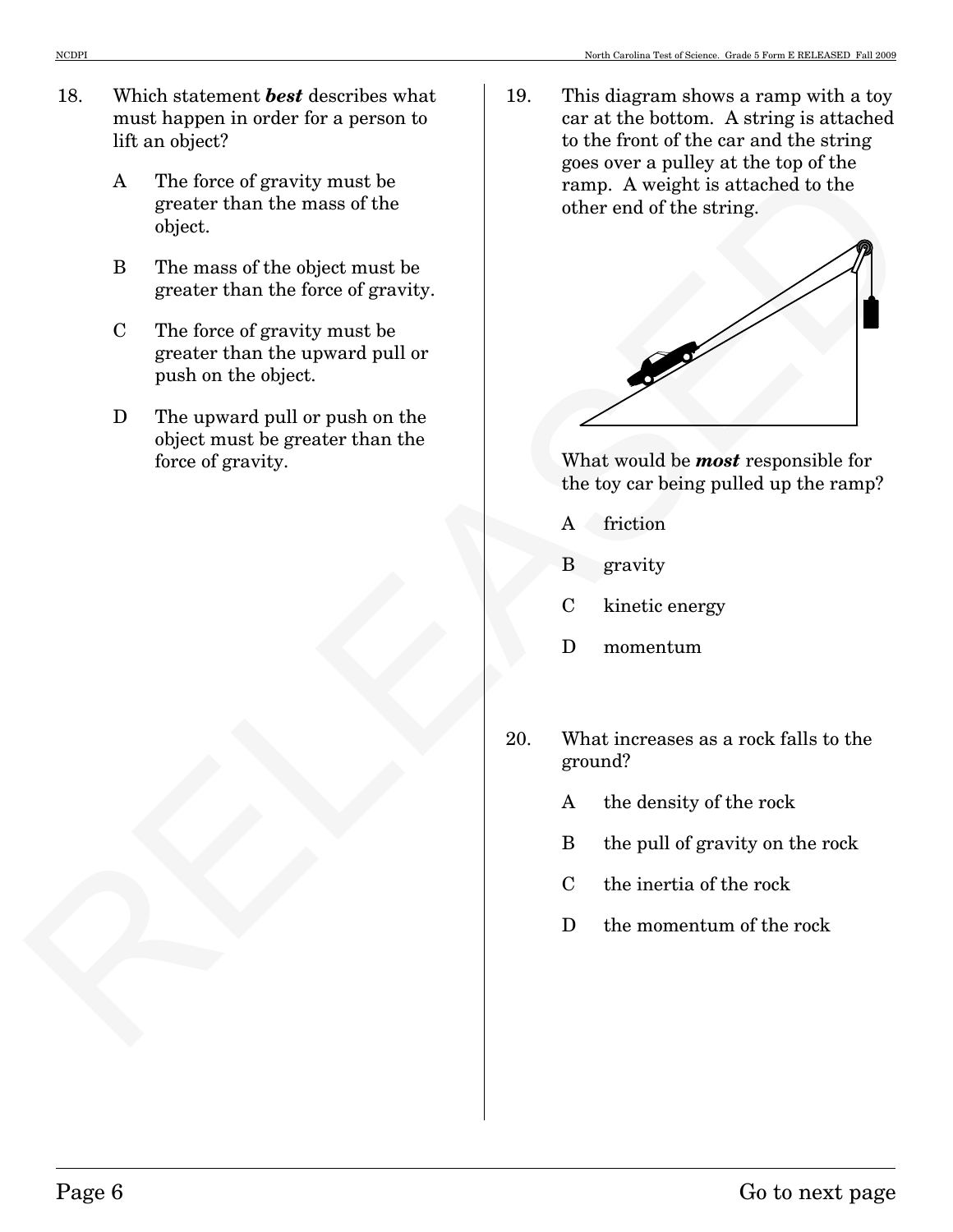18. Which statement ***best*** describes what must happen in order for a person to lift an object?

    A The force of gravity must be greater than the mass of the object.

    B The mass of the object must be greater than the force of gravity.

    C The force of gravity must be greater than the upward pull or push on the object.

    D The upward pull or push on the object must be greater than the force of gravity.

19. This diagram shows a ramp with a toy car at the bottom. A string is attached to the front of the car and the string goes over a pulley at the top of the ramp. A weight is attached to the other end of the string.

    What would be ***most*** responsible for the toy car being pulled up the ramp?

    A friction

    B gravity

    C kinetic energy

    D momentum

20. What increases as a rock falls to the ground?

    A the density of the rock

    B the pull of gravity on the rock

    C the inertia of the rock

    D the momentum of the rock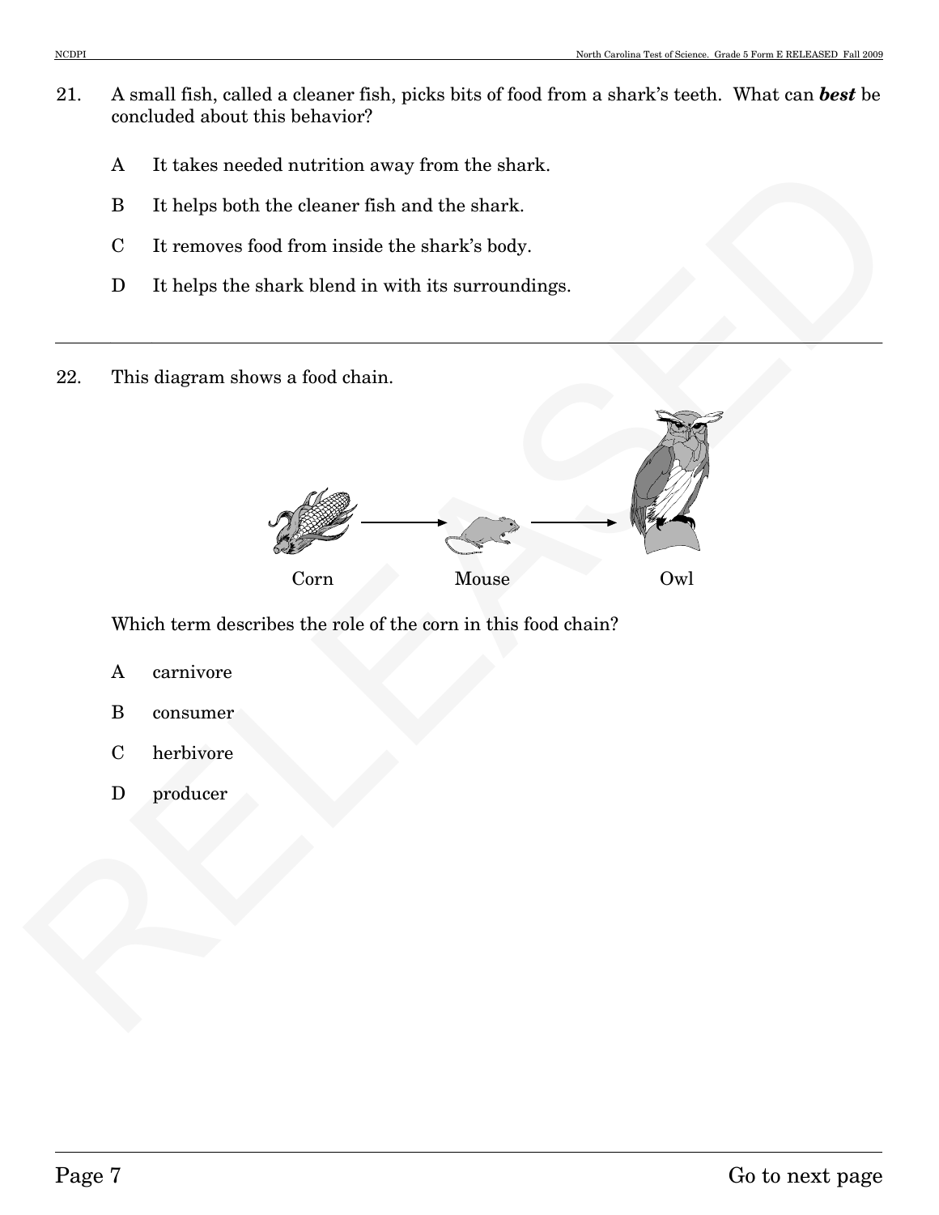21. A small fish, called a cleaner fish, picks bits of food from a shark's teeth. What can ***best*** be concluded about this behavior?

    A It takes needed nutrition away from the shark.

    B It helps both the cleaner fish and the shark.

    C It removes food from inside the shark's body.

    D It helps the shark blend in with its surroundings.

---

22. This diagram shows a food chain.

    Corn → Mouse → Owl

    Which term describes the role of the corn in this food chain?

    A carnivore

    B consumer

    C herbivore

    D producer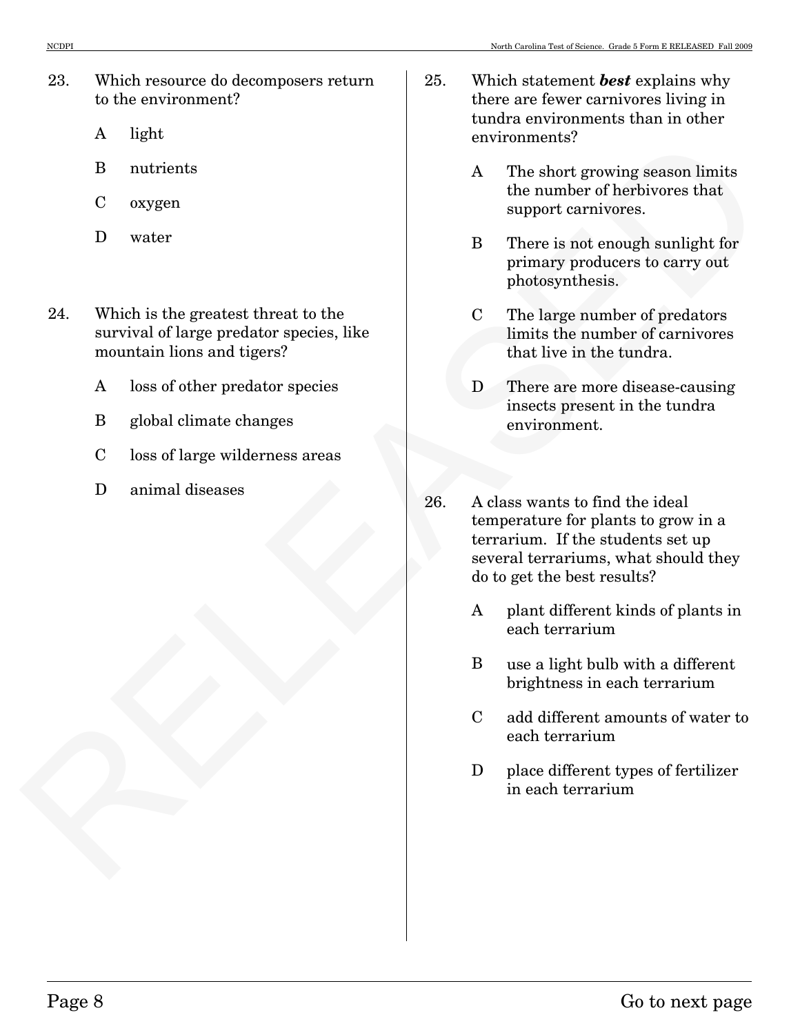23. Which resource do decomposers return to the environment?

    A light

    B nutrients

    C oxygen

    D water

24. Which is the greatest threat to the survival of large predator species, like mountain lions and tigers?

    A loss of other predator species

    B global climate changes

    C loss of large wilderness areas

    D animal diseases

25. Which statement ***best*** explains why there are fewer carnivores living in tundra environments than in other environments?

    A The short growing season limits the number of herbivores that support carnivores.

    B There is not enough sunlight for primary producers to carry out photosynthesis.

    C The large number of predators limits the number of carnivores that live in the tundra.

    D There are more disease-causing insects present in the tundra environment.

26. A class wants to find the ideal temperature for plants to grow in a terrarium. If the students set up several terrariums, what should they do to get the best results?

    A plant different kinds of plants in each terrarium

    B use a light bulb with a different brightness in each terrarium

    C add different amounts of water to each terrarium

    D place different types of fertilizer in each terrarium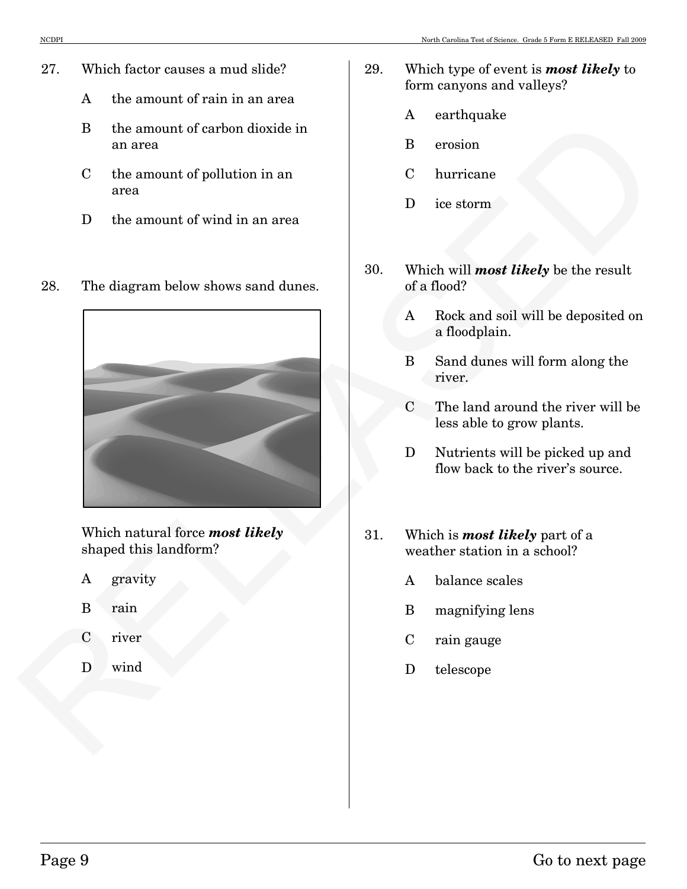27. Which factor causes a mud slide?

    A the amount of rain in an area

    B the amount of carbon dioxide in an area

    C the amount of pollution in an area

    D the amount of wind in an area

28. The diagram below shows sand dunes.

    Which natural force ***most likely*** shaped this landform?

    A gravity

    B rain

    C river

    D wind

29. Which type of event is ***most likely*** to form canyons and valleys?

    A earthquake

    B erosion

    C hurricane

    D ice storm

30. Which will ***most likely*** be the result of a flood?

    A Rock and soil will be deposited on a floodplain.

    B Sand dunes will form along the river.

    C The land around the river will be less able to grow plants.

    D Nutrients will be picked up and flow back to the river's source.

31. Which is ***most likely*** part of a weather station in a school?

    A balance scales

    B magnifying lens

    C rain gauge

    D telescope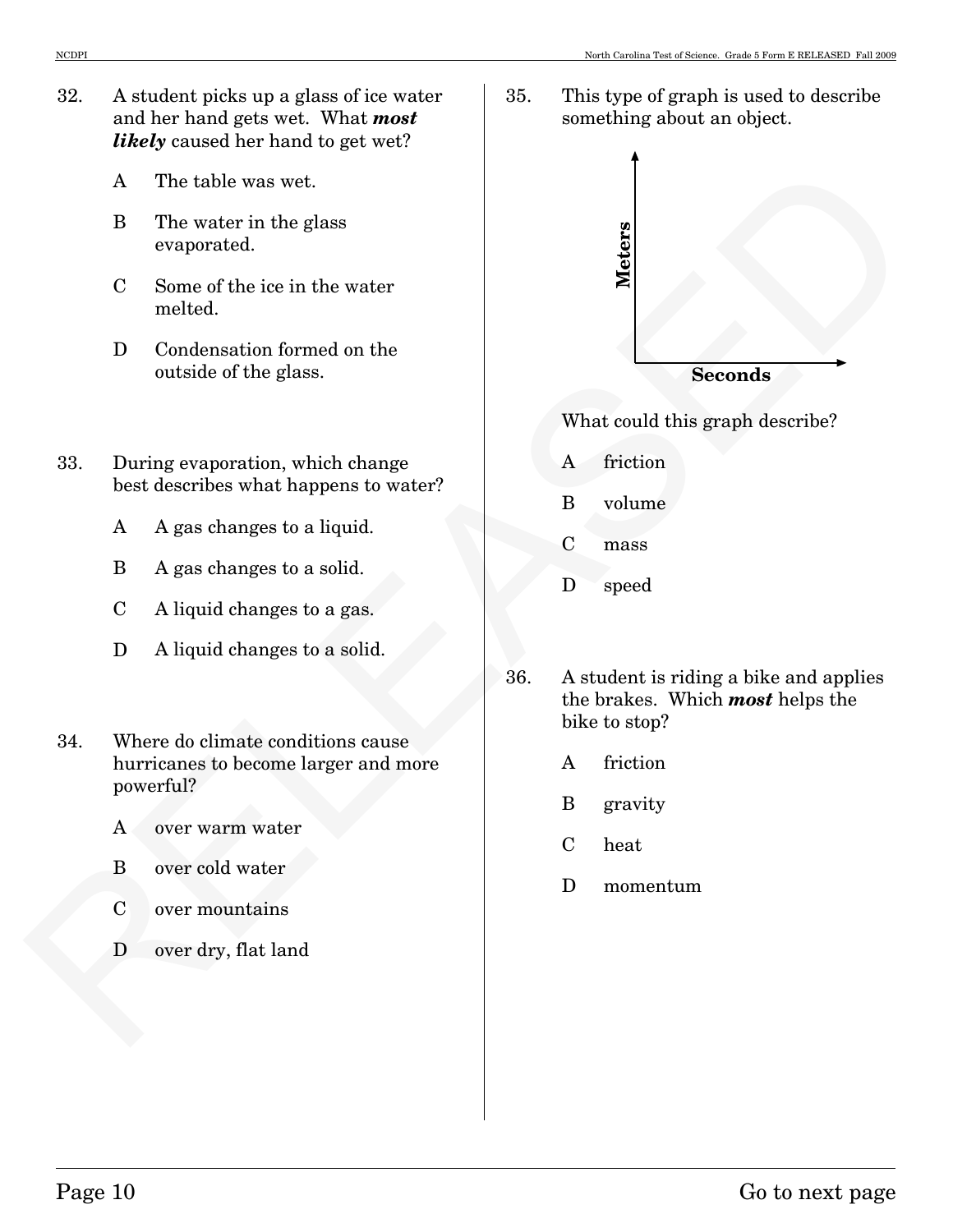32. A student picks up a glass of ice water and her hand gets wet. What ***most likely*** caused her hand to get wet?

   A The table was wet.

   B The water in the glass evaporated.

   C Some of the ice in the water melted.

   D Condensation formed on the outside of the glass.

33. During evaporation, which change best describes what happens to water?

   A A gas changes to a liquid.

   B A gas changes to a solid.

   C A liquid changes to a gas.

   D A liquid changes to a solid.

34. Where do climate conditions cause hurricanes to become larger and more powerful?

   A over warm water

   B over cold water

   C over mountains

   D over dry, flat land

35. This type of graph is used to describe something about an object.

   **Meters**

   **Seconds**

   What could this graph describe?

   A friction

   B volume

   C mass

   D speed

36. A student is riding a bike and applies the brakes. Which ***most*** helps the bike to stop?

   A friction

   B gravity

   C heat

   D momentum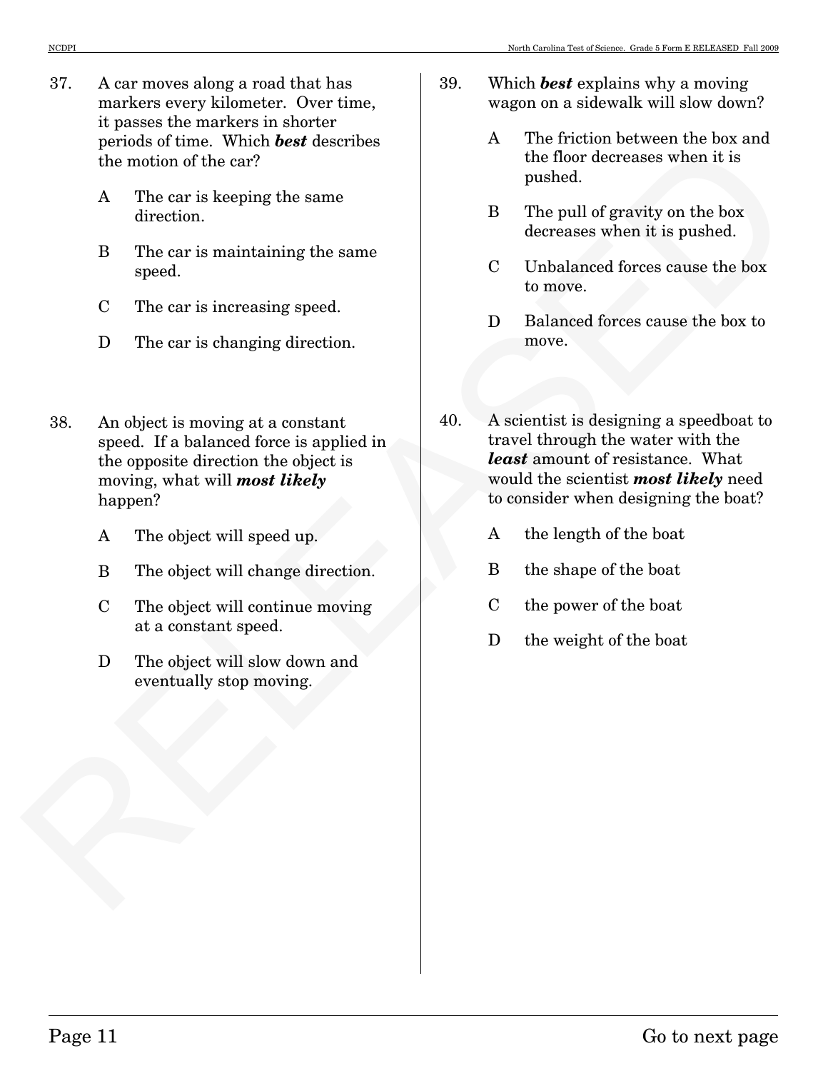37. A car moves along a road that has markers every kilometer. Over time, it passes the markers in shorter periods of time. Which ***best*** describes the motion of the car?

    A The car is keeping the same direction.

    B The car is maintaining the same speed.

    C The car is increasing speed.

    D The car is changing direction.

38. An object is moving at a constant speed. If a balanced force is applied in the opposite direction the object is moving, what will ***most likely*** happen?

    A The object will speed up.

    B The object will change direction.

    C The object will continue moving at a constant speed.

    D The object will slow down and eventually stop moving.

39. Which ***best*** explains why a moving wagon on a sidewalk will slow down?

    A The friction between the box and the floor decreases when it is pushed.

    B The pull of gravity on the box decreases when it is pushed.

    C Unbalanced forces cause the box to move.

    D Balanced forces cause the box to move.

40. A scientist is designing a speedboat to travel through the water with the ***least*** amount of resistance. What would the scientist ***most likely*** need to consider when designing the boat?

    A the length of the boat

    B the shape of the boat

    C the power of the boat

    D the weight of the boat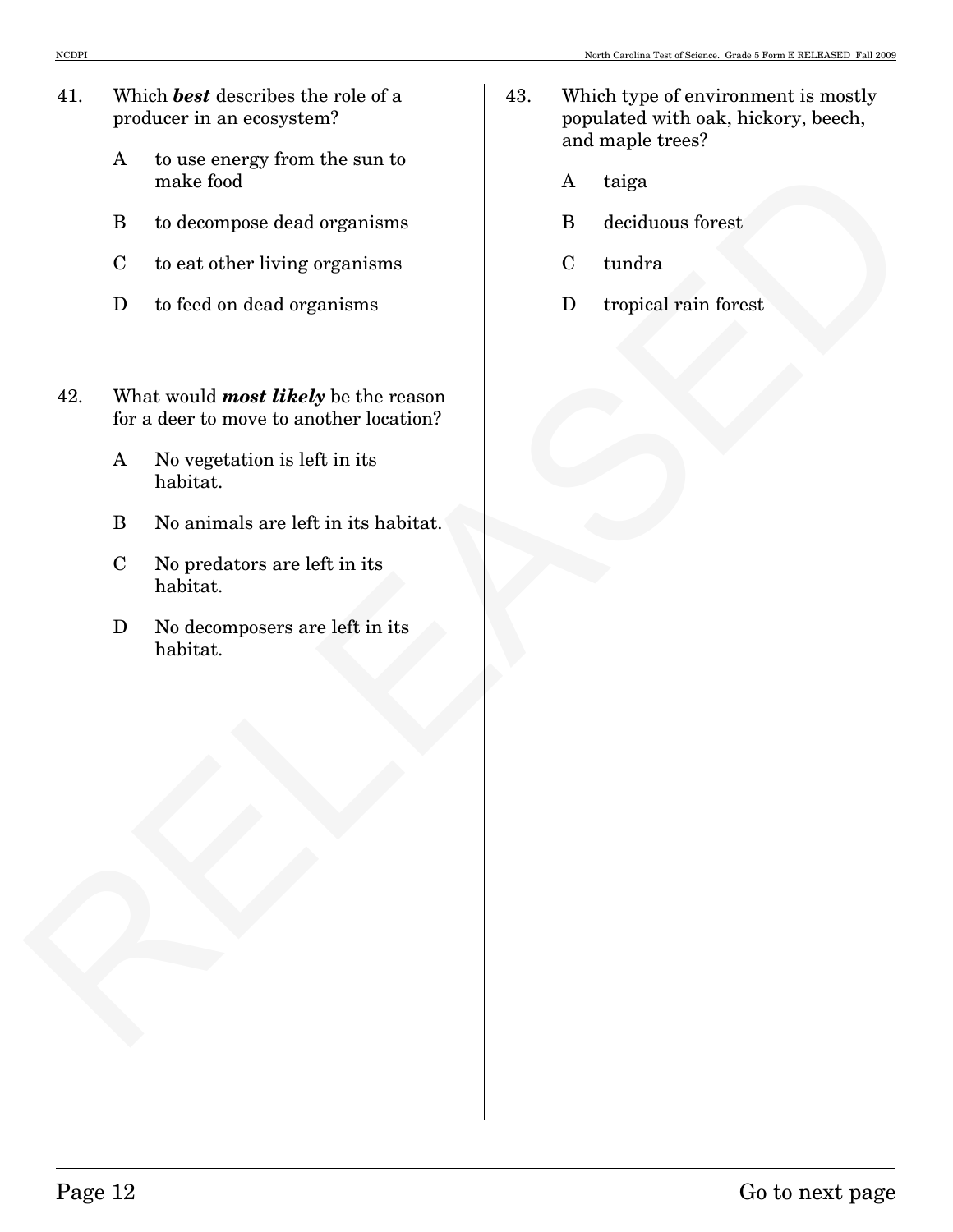41. Which ***best*** describes the role of a producer in an ecosystem?

    A to use energy from the sun to make food

    B to decompose dead organisms

    C to eat other living organisms

    D to feed on dead organisms

42. What would ***most likely*** be the reason for a deer to move to another location?

    A No vegetation is left in its habitat.

    B No animals are left in its habitat.

    C No predators are left in its habitat.

    D No decomposers are left in its habitat.

43. Which type of environment is mostly populated with oak, hickory, beech, and maple trees?

    A taiga

    B deciduous forest

    C tundra

    D tropical rain forest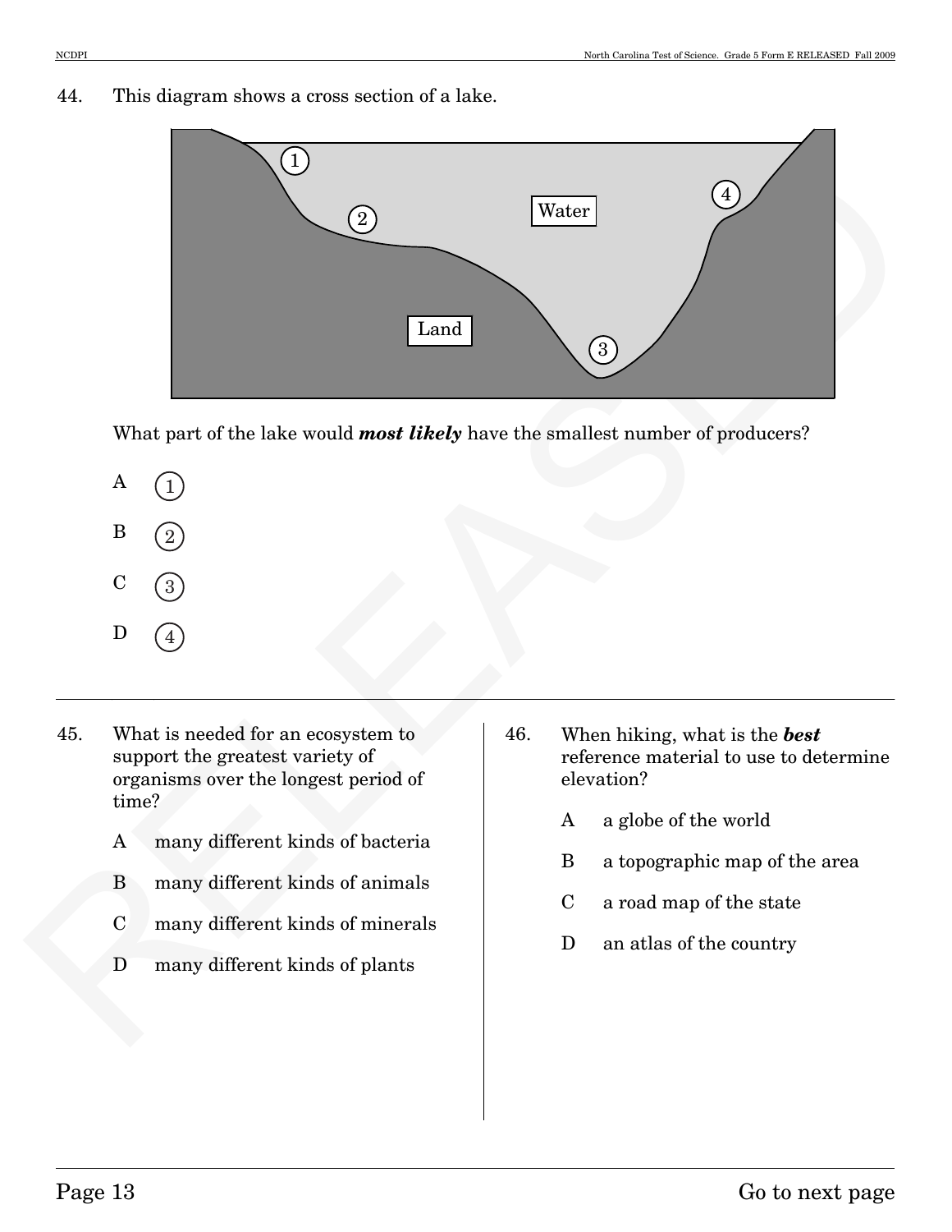44. This diagram shows a cross section of a lake.

What part of the lake would ***most likely*** have the smallest number of producers?

A (1)

B (2)

C (3)

D (4)

---

45. What is needed for an ecosystem to support the greatest variety of organisms over the longest period of time?

A many different kinds of bacteria

B many different kinds of animals

C many different kinds of minerals

D many different kinds of plants

46. When hiking, what is the ***best*** reference material to use to determine elevation?

A a globe of the world

B a topographic map of the area

C a road map of the state

D an atlas of the country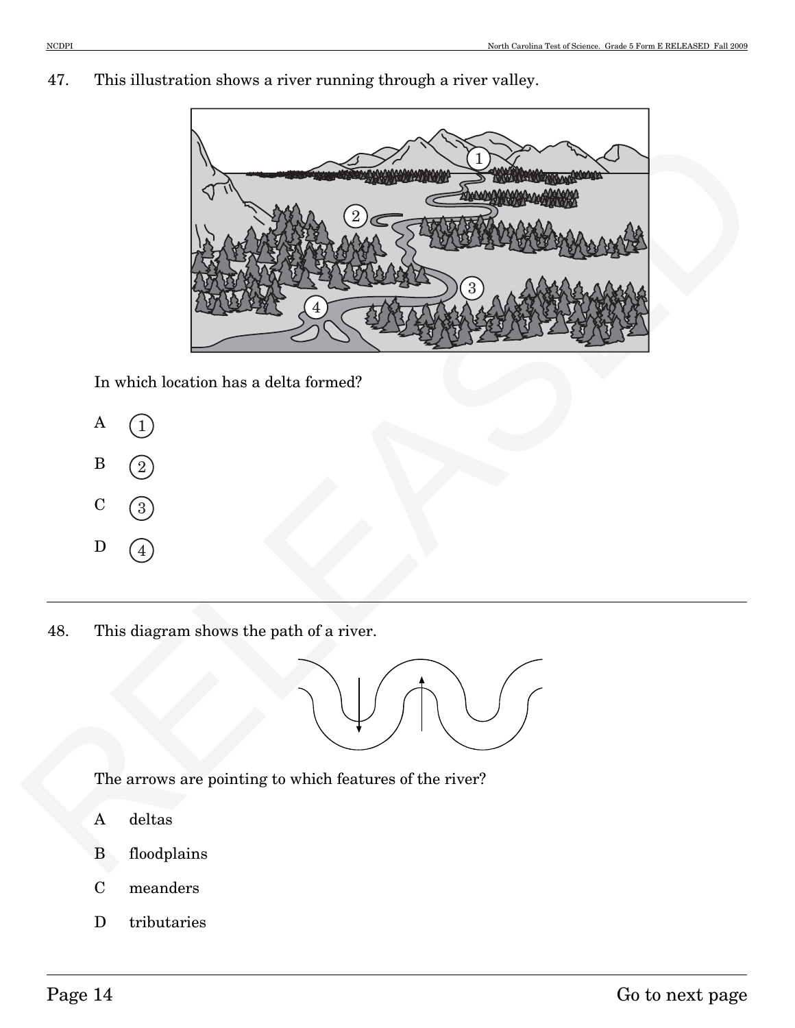47. This illustration shows a river running through a river valley.

In which location has a delta formed?

A (1)

B (2)

C (3)

D (4)

---

48. This diagram shows the path of a river.

The arrows are pointing to which features of the river?

A deltas

B floodplains

C meanders

D tributaries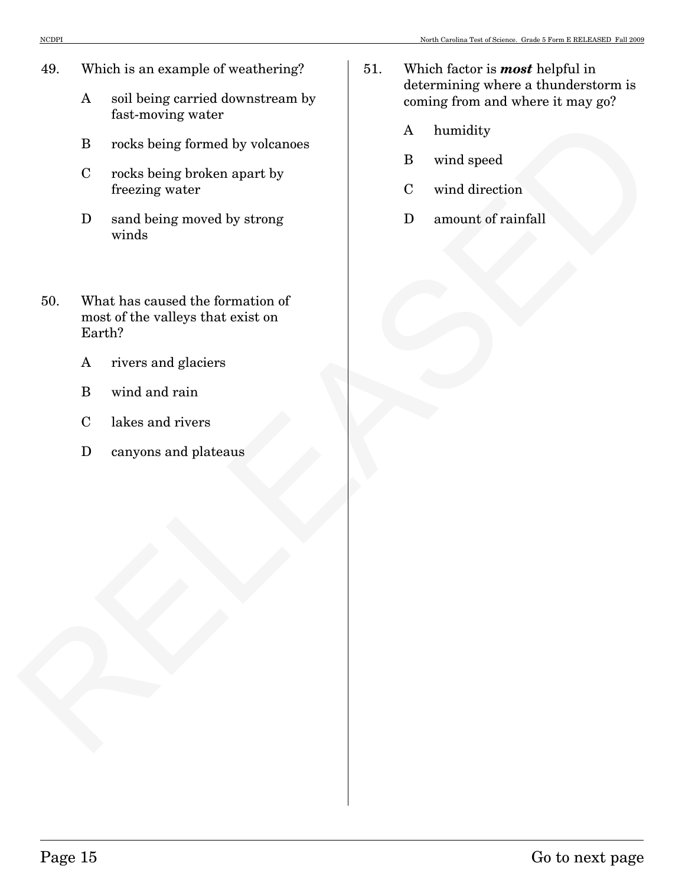49. Which is an example of weathering?

    A soil being carried downstream by fast-moving water

    B rocks being formed by volcanoes

    C rocks being broken apart by freezing water

    D sand being moved by strong winds

50. What has caused the formation of most of the valleys that exist on Earth?

    A rivers and glaciers

    B wind and rain

    C lakes and rivers

    D canyons and plateaus

51. Which factor is ***most*** helpful in determining where a thunderstorm is coming from and where it may go?

    A humidity

    B wind speed

    C wind direction

    D amount of rainfall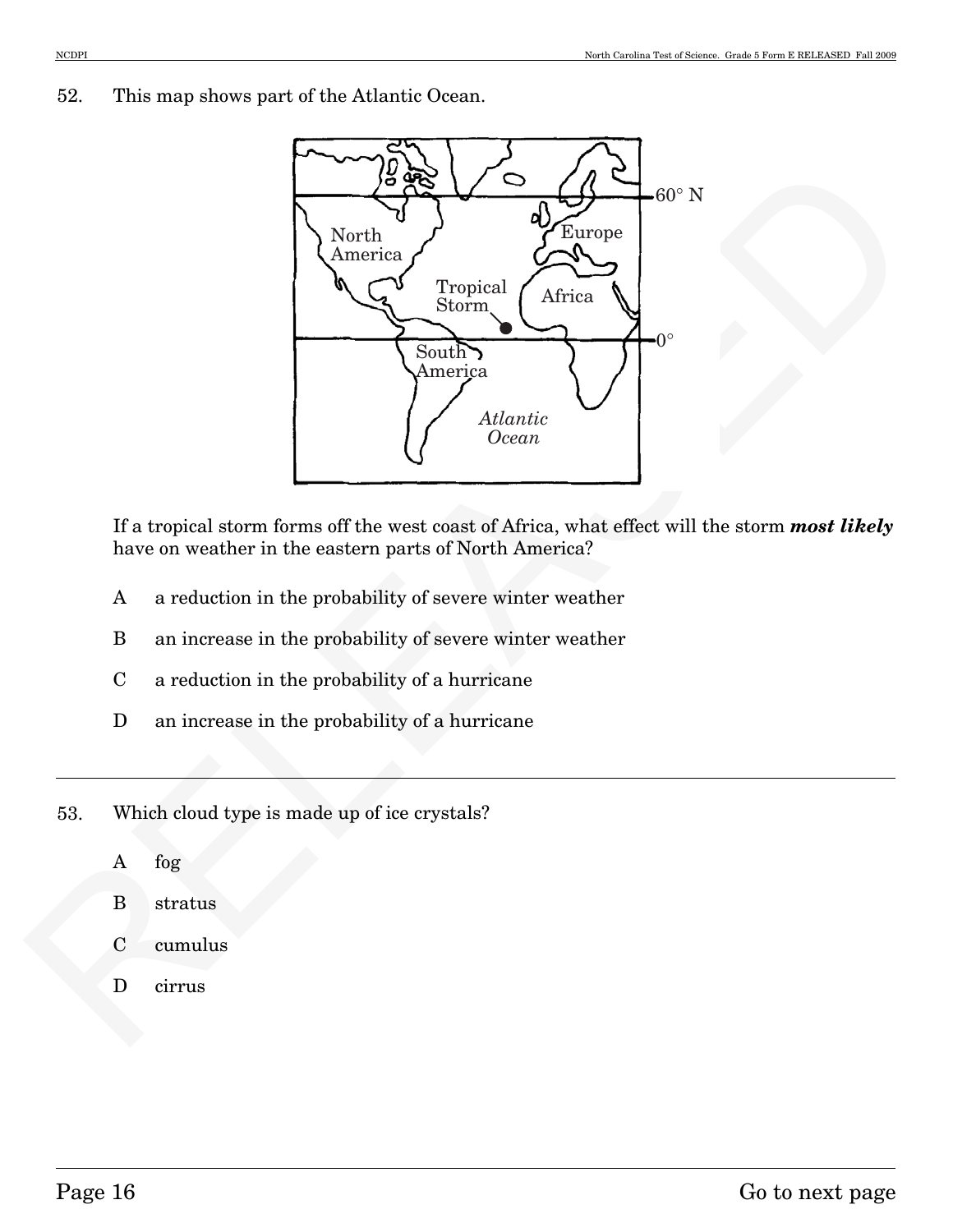52. This map shows part of the Atlantic Ocean.

If a tropical storm forms off the west coast of Africa, what effect will the storm ***most likely*** have on weather in the eastern parts of North America?

A a reduction in the probability of severe winter weather

B an increase in the probability of severe winter weather

C a reduction in the probability of a hurricane

D an increase in the probability of a hurricane

---

53. Which cloud type is made up of ice crystals?

A fog

B stratus

C cumulus

D cirrus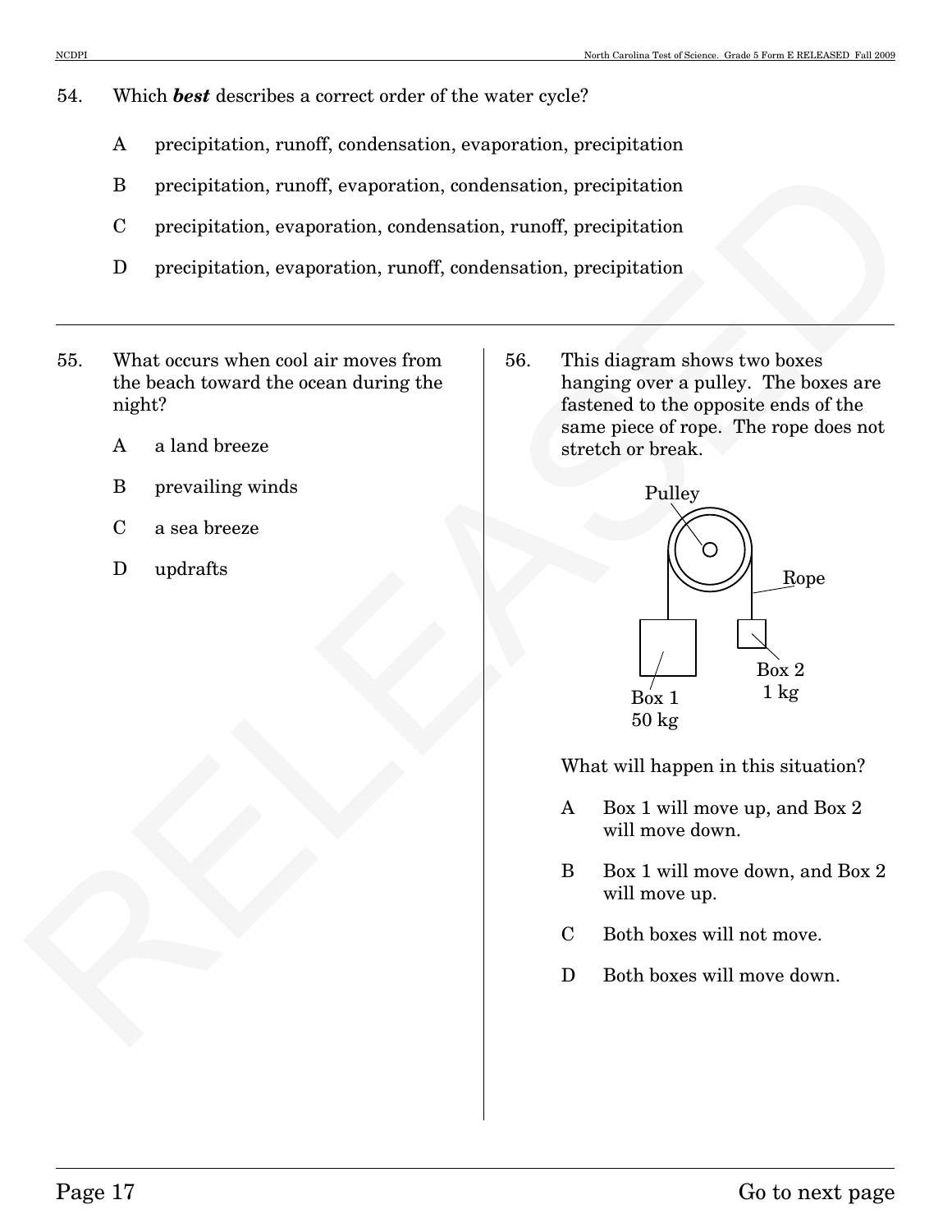54. Which ***best*** describes a correct order of the water cycle?

   A precipitation, runoff, condensation, evaporation, precipitation

   B precipitation, runoff, evaporation, condensation, precipitation

   C precipitation, evaporation, condensation, runoff, precipitation

   D precipitation, evaporation, runoff, condensation, precipitation

---

55. What occurs when cool air moves from the beach toward the ocean during the night?

   A a land breeze

   B prevailing winds

   C a sea breeze

   D updrafts

56. This diagram shows two boxes hanging over a pulley. The boxes are fastened to the opposite ends of the same piece of rope. The rope does not stretch or break.

   Pulley

   Rope

   Box 1
   50 kg

   Box 2
   1 kg

   What will happen in this situation?

   A Box 1 will move up, and Box 2 will move down.

   B Box 1 will move down, and Box 2 will move up.

   C Both boxes will not move.

   D Both boxes will move down.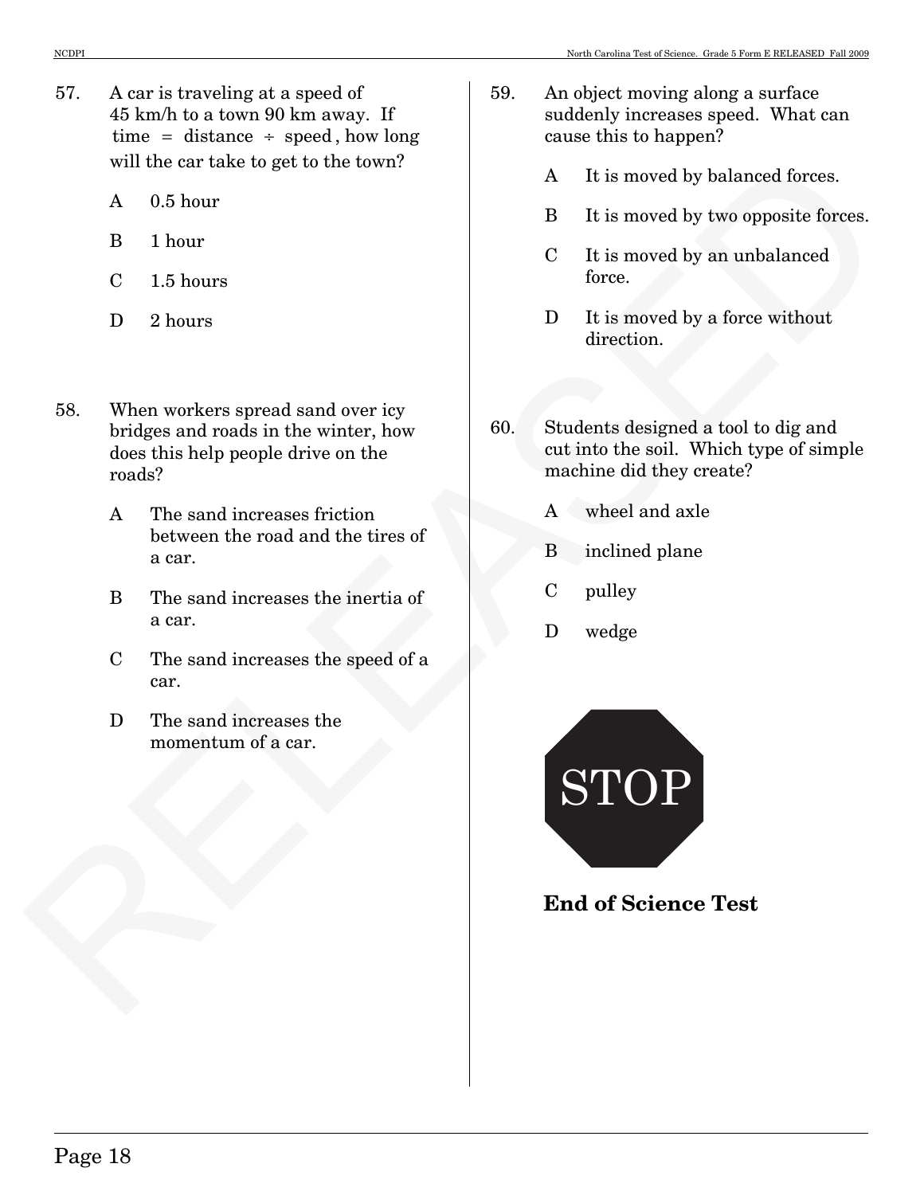57. A car is traveling at a speed of 45 km/h to a town 90 km away. If time = distance ÷ speed, how long will the car take to get to the town?

    A 0.5 hour

    B 1 hour

    C 1.5 hours

    D 2 hours

58. When workers spread sand over icy bridges and roads in the winter, how does this help people drive on the roads?

    A The sand increases friction between the road and the tires of a car.

    B The sand increases the inertia of a car.

    C The sand increases the speed of a car.

    D The sand increases the momentum of a car.

59. An object moving along a surface suddenly increases speed. What can cause this to happen?

    A It is moved by balanced forces.

    B It is moved by two opposite forces.

    C It is moved by an unbalanced force.

    D It is moved by a force without direction.

60. Students designed a tool to dig and cut into the soil. Which type of simple machine did they create?

    A wheel and axle

    B inclined plane

    C pulley

    D wedge

STOP

**End of Science Test**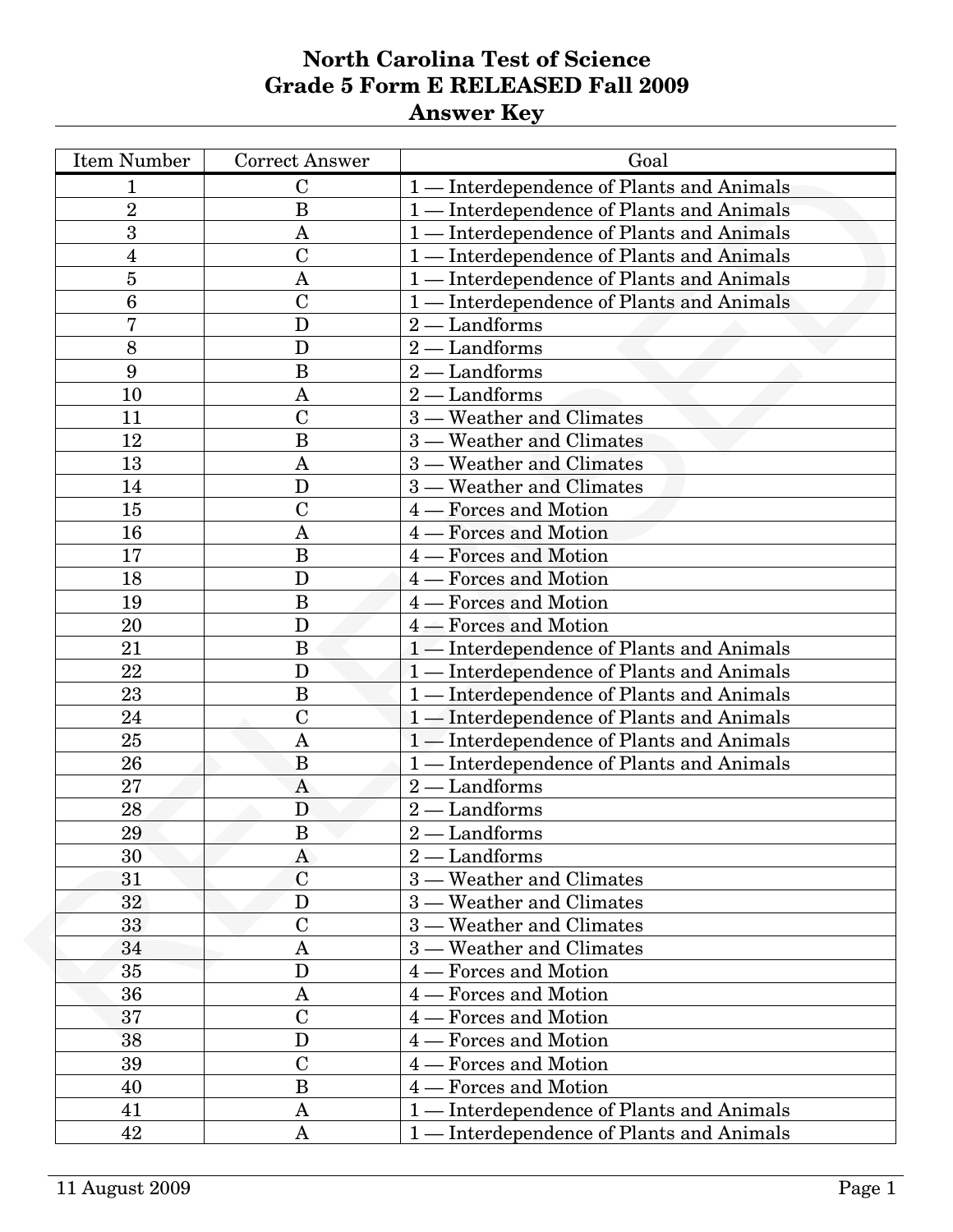# North Carolina Test of Science
# Grade 5 Form E RELEASED Fall 2009
# Answer Key

| Item Number | Correct Answer | Goal |
|---|---|---|
| 1 | C | 1 — Interdependence of Plants and Animals |
| 2 | B | 1 — Interdependence of Plants and Animals |
| 3 | A | 1 — Interdependence of Plants and Animals |
| 4 | C | 1 — Interdependence of Plants and Animals |
| 5 | A | 1 — Interdependence of Plants and Animals |
| 6 | C | 1 — Interdependence of Plants and Animals |
| 7 | D | 2 — Landforms |
| 8 | D | 2 — Landforms |
| 9 | B | 2 — Landforms |
| 10 | A | 2 — Landforms |
| 11 | C | 3 — Weather and Climates |
| 12 | B | 3 — Weather and Climates |
| 13 | A | 3 — Weather and Climates |
| 14 | D | 3 — Weather and Climates |
| 15 | C | 4 — Forces and Motion |
| 16 | A | 4 — Forces and Motion |
| 17 | B | 4 — Forces and Motion |
| 18 | D | 4 — Forces and Motion |
| 19 | B | 4 — Forces and Motion |
| 20 | D | 4 — Forces and Motion |
| 21 | B | 1 — Interdependence of Plants and Animals |
| 22 | D | 1 — Interdependence of Plants and Animals |
| 23 | B | 1 — Interdependence of Plants and Animals |
| 24 | C | 1 — Interdependence of Plants and Animals |
| 25 | A | 1 — Interdependence of Plants and Animals |
| 26 | B | 1 — Interdependence of Plants and Animals |
| 27 | A | 2 — Landforms |
| 28 | D | 2 — Landforms |
| 29 | B | 2 — Landforms |
| 30 | A | 2 — Landforms |
| 31 | C | 3 — Weather and Climates |
| 32 | D | 3 — Weather and Climates |
| 33 | C | 3 — Weather and Climates |
| 34 | A | 3 — Weather and Climates |
| 35 | D | 4 — Forces and Motion |
| 36 | A | 4 — Forces and Motion |
| 37 | C | 4 — Forces and Motion |
| 38 | D | 4 — Forces and Motion |
| 39 | C | 4 — Forces and Motion |
| 40 | B | 4 — Forces and Motion |
| 41 | A | 1 — Interdependence of Plants and Animals |
| 42 | A | 1 — Interdependence of Plants and Animals |

11 August 2009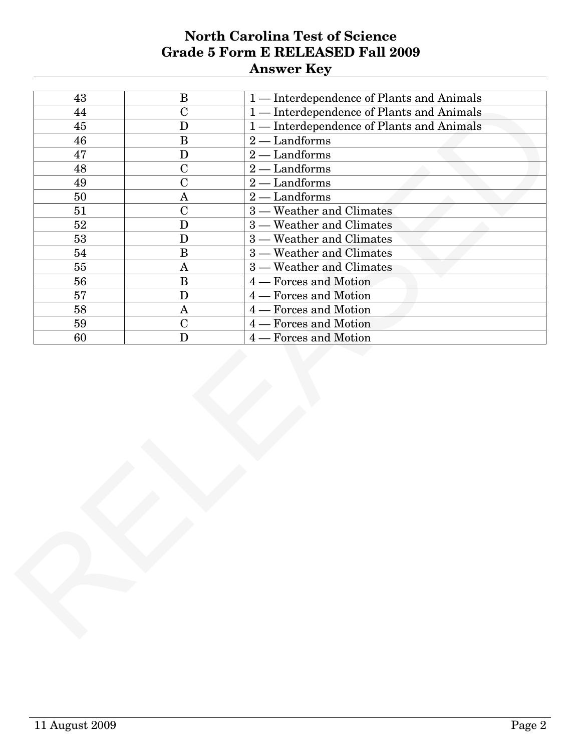# North Carolina Test of Science
# Grade 5 Form E RELEASED Fall 2009
# Answer Key

| | | |
|---|---|---|
| 43 | B | 1 — Interdependence of Plants and Animals |
| 44 | C | 1 — Interdependence of Plants and Animals |
| 45 | D | 1 — Interdependence of Plants and Animals |
| 46 | B | 2 — Landforms |
| 47 | D | 2 — Landforms |
| 48 | C | 2 — Landforms |
| 49 | C | 2 — Landforms |
| 50 | A | 2 — Landforms |
| 51 | C | 3 — Weather and Climates |
| 52 | D | 3 — Weather and Climates |
| 53 | D | 3 — Weather and Climates |
| 54 | B | 3 — Weather and Climates |
| 55 | A | 3 — Weather and Climates |
| 56 | B | 4 — Forces and Motion |
| 57 | D | 4 — Forces and Motion |
| 58 | A | 4 — Forces and Motion |
| 59 | C | 4 — Forces and Motion |
| 60 | D | 4 — Forces and Motion |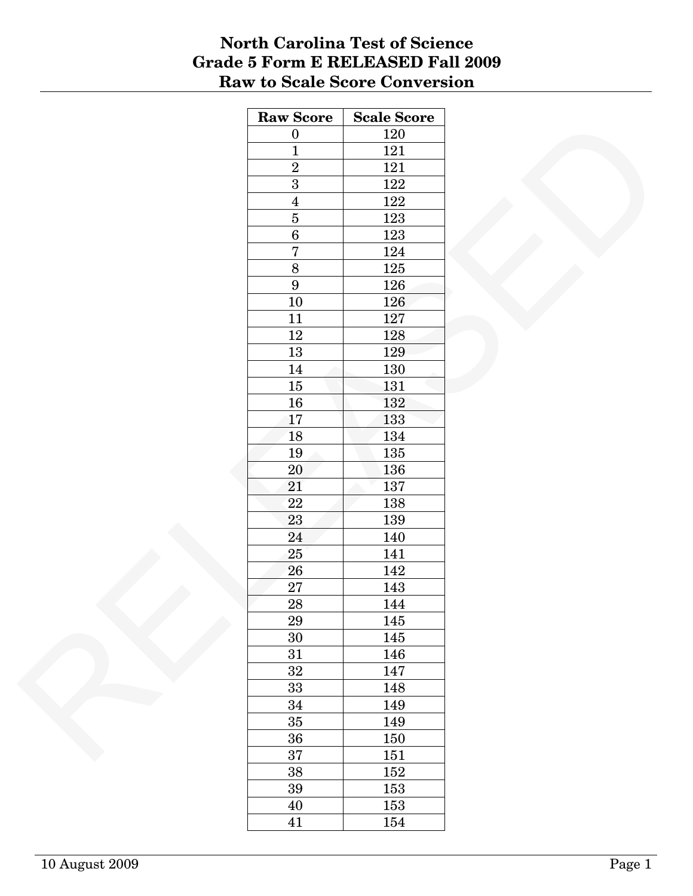# North Carolina Test of Science
# Grade 5 Form E RELEASED Fall 2009
# Raw to Scale Score Conversion

| Raw Score | Scale Score |
|---|---|
| 0 | 120 |
| 1 | 121 |
| 2 | 121 |
| 3 | 122 |
| 4 | 122 |
| 5 | 123 |
| 6 | 123 |
| 7 | 124 |
| 8 | 125 |
| 9 | 126 |
| 10 | 126 |
| 11 | 127 |
| 12 | 128 |
| 13 | 129 |
| 14 | 130 |
| 15 | 131 |
| 16 | 132 |
| 17 | 133 |
| 18 | 134 |
| 19 | 135 |
| 20 | 136 |
| 21 | 137 |
| 22 | 138 |
| 23 | 139 |
| 24 | 140 |
| 25 | 141 |
| 26 | 142 |
| 27 | 143 |
| 28 | 144 |
| 29 | 145 |
| 30 | 145 |
| 31 | 146 |
| 32 | 147 |
| 33 | 148 |
| 34 | 149 |
| 35 | 149 |
| 36 | 150 |
| 37 | 151 |
| 38 | 152 |
| 39 | 153 |
| 40 | 153 |
| 41 | 154 |

10 August 2009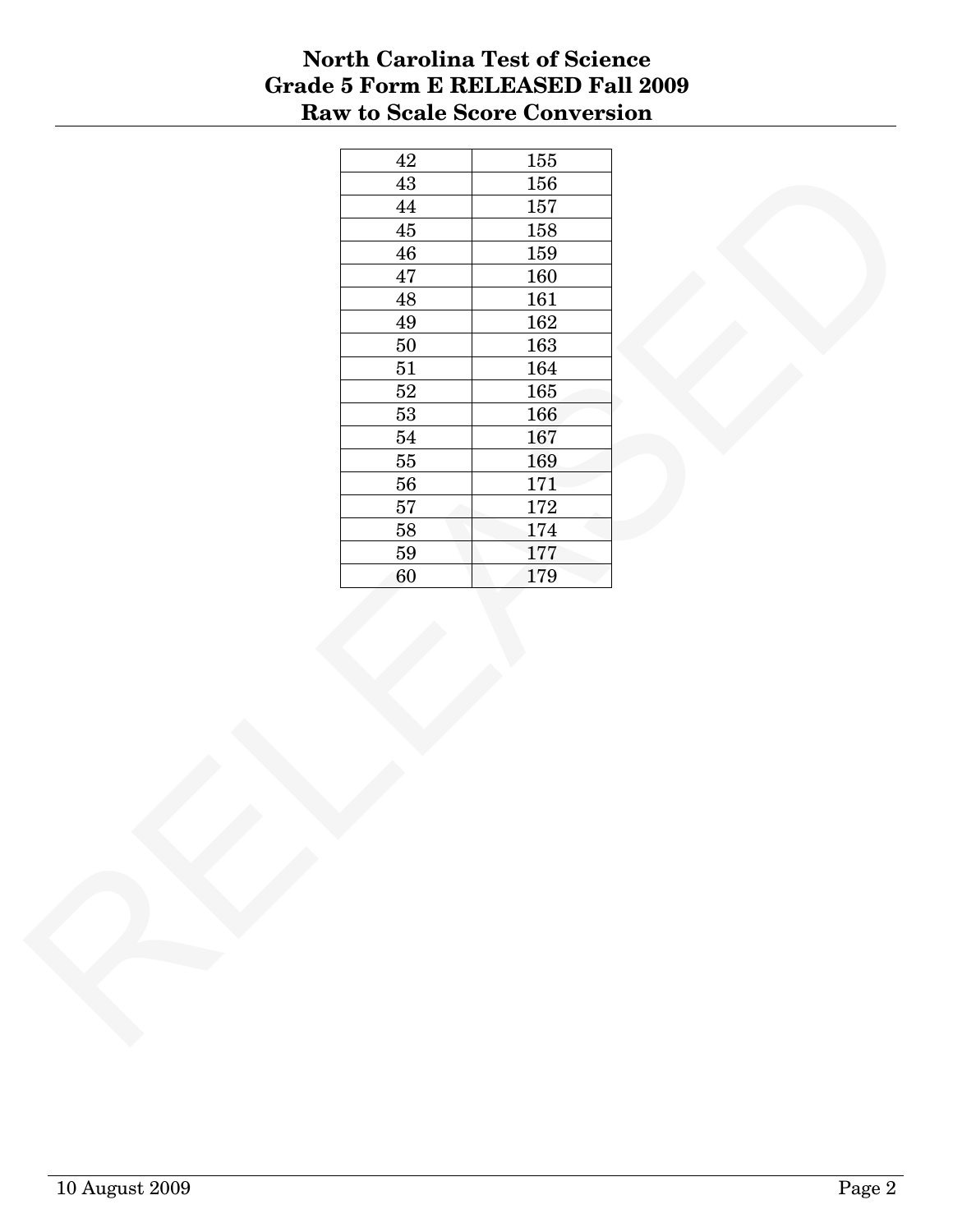# North Carolina Test of Science
# Grade 5 Form E RELEASED Fall 2009
# Raw to Scale Score Conversion

| | |
|---|---|
| 42 | 155 |
| 43 | 156 |
| 44 | 157 |
| 45 | 158 |
| 46 | 159 |
| 47 | 160 |
| 48 | 161 |
| 49 | 162 |
| 50 | 163 |
| 51 | 164 |
| 52 | 165 |
| 53 | 166 |
| 54 | 167 |
| 55 | 169 |
| 56 | 171 |
| 57 | 172 |
| 58 | 174 |
| 59 | 177 |
| 60 | 179 |

10 August 2009